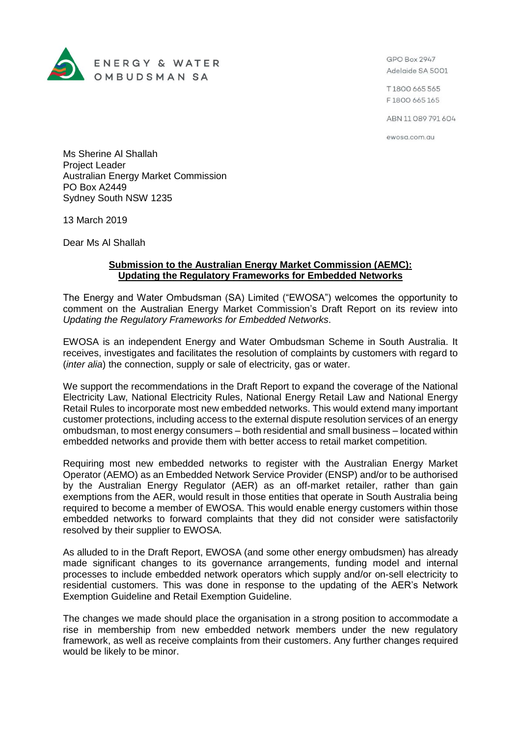ENERGY & WATER
OMBUDSMAN SA

GPO Box 2947
Adelaide SA 5001

T 1800 665 565
F 1800 665 165

ABN 11 089 791 604

ewosa.com.au

Ms Sherine Al Shallah
Project Leader
Australian Energy Market Commission
PO Box A2449
Sydney South NSW 1235

13 March 2019

Dear Ms Al Shallah

**Submission to the Australian Energy Market Commission (AEMC): Updating the Regulatory Frameworks for Embedded Networks**

The Energy and Water Ombudsman (SA) Limited ("EWOSA") welcomes the opportunity to comment on the Australian Energy Market Commission's Draft Report on its review into *Updating the Regulatory Frameworks for Embedded Networks*.

EWOSA is an independent Energy and Water Ombudsman Scheme in South Australia. It receives, investigates and facilitates the resolution of complaints by customers with regard to (*inter alia*) the connection, supply or sale of electricity, gas or water.

We support the recommendations in the Draft Report to expand the coverage of the National Electricity Law, National Electricity Rules, National Energy Retail Law and National Energy Retail Rules to incorporate most new embedded networks. This would extend many important customer protections, including access to the external dispute resolution services of an energy ombudsman, to most energy consumers – both residential and small business – located within embedded networks and provide them with better access to retail market competition.

Requiring most new embedded networks to register with the Australian Energy Market Operator (AEMO) as an Embedded Network Service Provider (ENSP) and/or to be authorised by the Australian Energy Regulator (AER) as an off-market retailer, rather than gain exemptions from the AER, would result in those entities that operate in South Australia being required to become a member of EWOSA. This would enable energy customers within those embedded networks to forward complaints that they did not consider were satisfactorily resolved by their supplier to EWOSA.

As alluded to in the Draft Report, EWOSA (and some other energy ombudsmen) has already made significant changes to its governance arrangements, funding model and internal processes to include embedded network operators which supply and/or on-sell electricity to residential customers. This was done in response to the updating of the AER's Network Exemption Guideline and Retail Exemption Guideline.

The changes we made should place the organisation in a strong position to accommodate a rise in membership from new embedded network members under the new regulatory framework, as well as receive complaints from their customers. Any further changes required would be likely to be minor.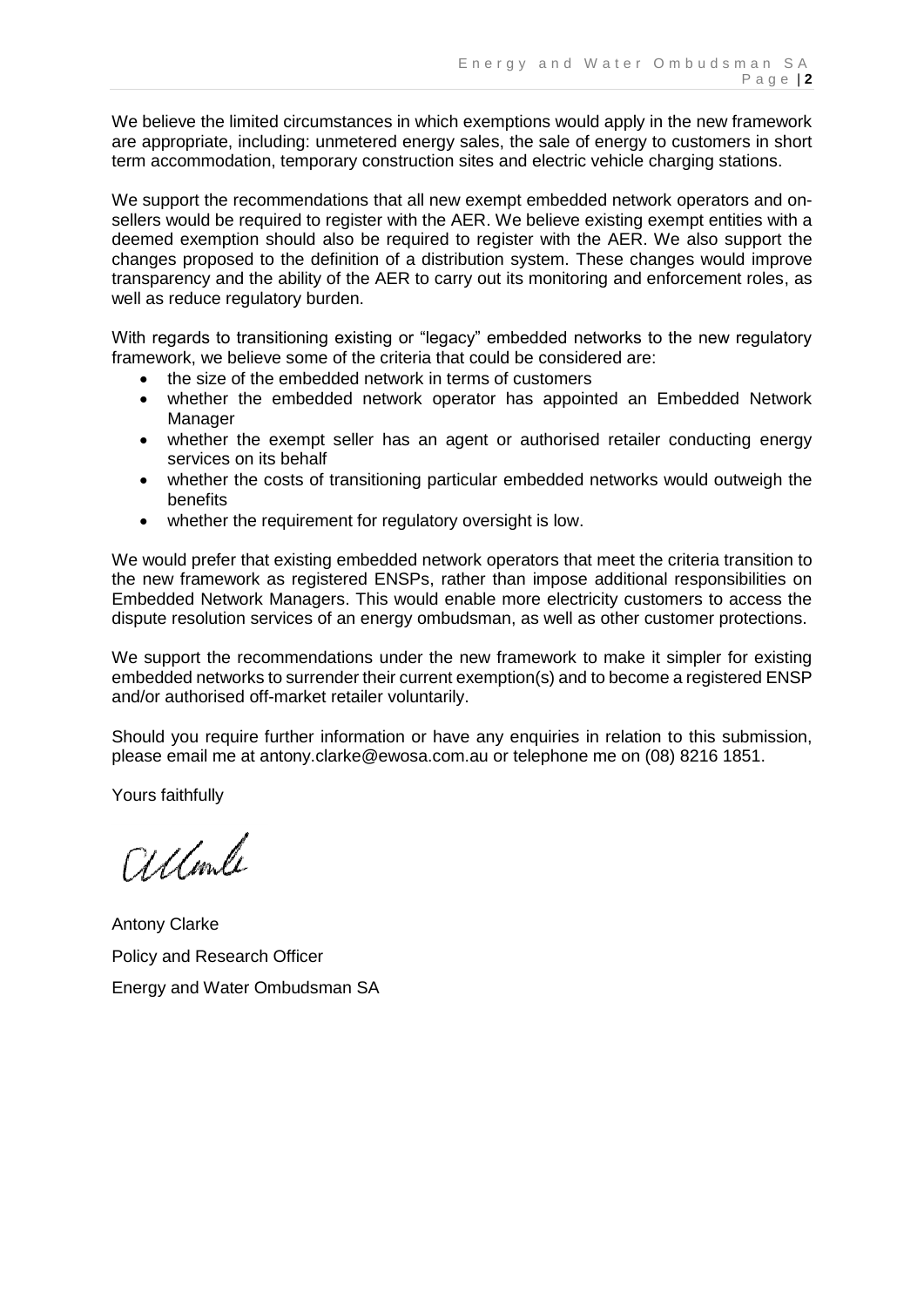We believe the limited circumstances in which exemptions would apply in the new framework are appropriate, including: unmetered energy sales, the sale of energy to customers in short term accommodation, temporary construction sites and electric vehicle charging stations.

We support the recommendations that all new exempt embedded network operators and on-sellers would be required to register with the AER. We believe existing exempt entities with a deemed exemption should also be required to register with the AER. We also support the changes proposed to the definition of a distribution system. These changes would improve transparency and the ability of the AER to carry out its monitoring and enforcement roles, as well as reduce regulatory burden.

With regards to transitioning existing or "legacy" embedded networks to the new regulatory framework, we believe some of the criteria that could be considered are:

- the size of the embedded network in terms of customers
- whether the embedded network operator has appointed an Embedded Network Manager
- whether the exempt seller has an agent or authorised retailer conducting energy services on its behalf
- whether the costs of transitioning particular embedded networks would outweigh the benefits
- whether the requirement for regulatory oversight is low.

We would prefer that existing embedded network operators that meet the criteria transition to the new framework as registered ENSPs, rather than impose additional responsibilities on Embedded Network Managers. This would enable more electricity customers to access the dispute resolution services of an energy ombudsman, as well as other customer protections.

We support the recommendations under the new framework to make it simpler for existing embedded networks to surrender their current exemption(s) and to become a registered ENSP and/or authorised off-market retailer voluntarily.

Should you require further information or have any enquiries in relation to this submission, please email me at antony.clarke@ewosa.com.au or telephone me on (08) 8216 1851.

Yours faithfully

Antony Clarke

Policy and Research Officer

Energy and Water Ombudsman SA